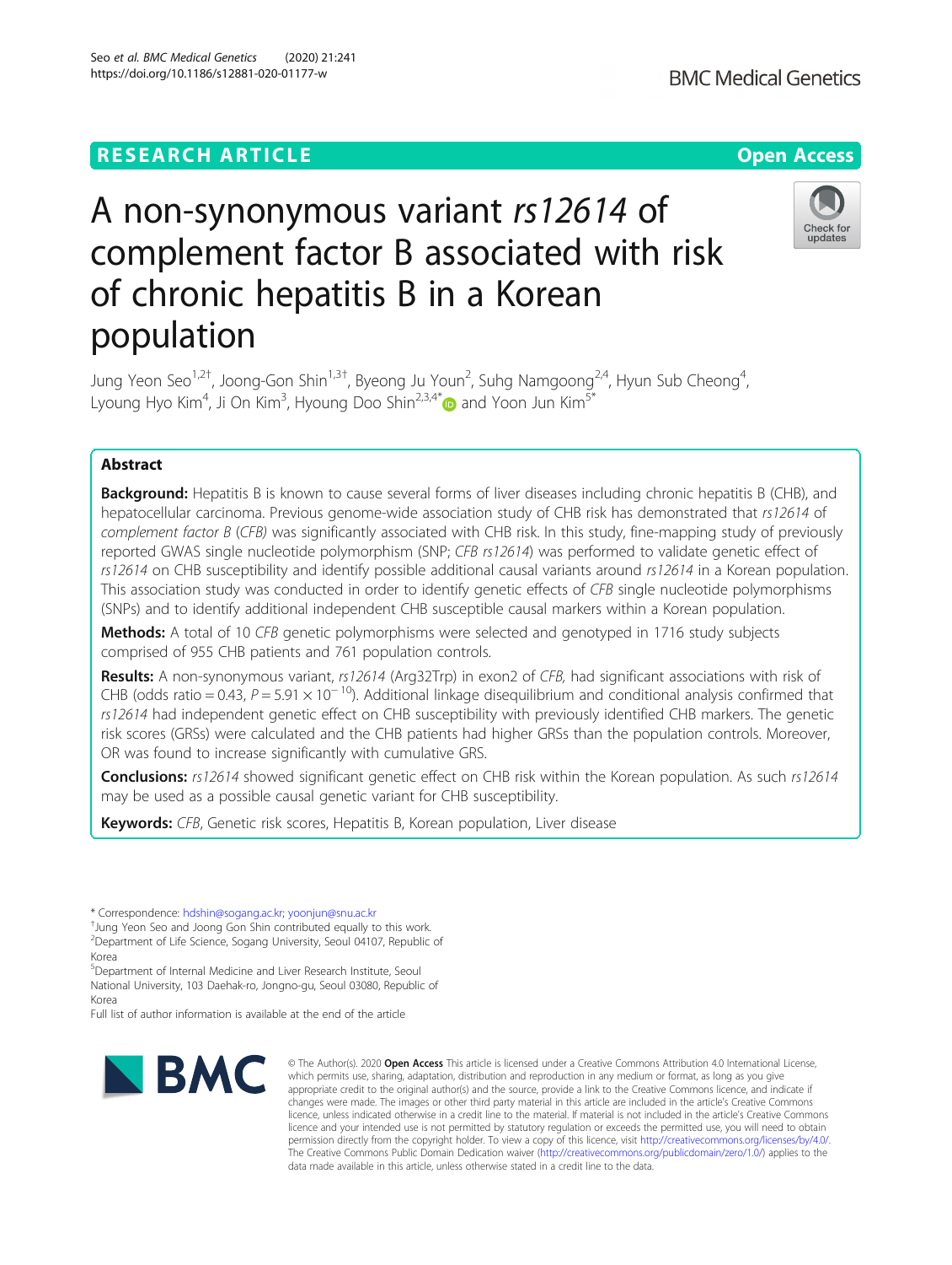RESEARCH ARTICLE

Open Access

# A non-synonymous variant *rs12614* of complement factor B associated with risk of chronic hepatitis B in a Korean population

Jung Yeon Seo[1,2†], Joong-Gon Shin[1,3†], Byeong Ju Youn[2], Suhg Namgoong[2,4], Hyun Sub Cheong[4], Lyoung Hyo Kim[4], Ji On Kim[3], Hyoung Doo Shin[2,3,4*] and Yoon Jun Kim[5*]

## Abstract

**Background:** Hepatitis B is known to cause several forms of liver diseases including chronic hepatitis B (CHB), and hepatocellular carcinoma. Previous genome-wide association study of CHB risk has demonstrated that *rs12614* of *complement factor B* (*CFB*) was significantly associated with CHB risk. In this study, fine-mapping study of previously reported GWAS single nucleotide polymorphism (SNP; *CFB rs12614*) was performed to validate genetic effect of *rs12614* on CHB susceptibility and identify possible additional causal variants around *rs12614* in a Korean population. This association study was conducted in order to identify genetic effects of *CFB* single nucleotide polymorphisms (SNPs) and to identify additional independent CHB susceptible causal markers within a Korean population.

**Methods:** A total of 10 *CFB* genetic polymorphisms were selected and genotyped in 1716 study subjects comprised of 955 CHB patients and 761 population controls.

**Results:** A non-synonymous variant, *rs12614* (Arg32Trp) in exon2 of *CFB*, had significant associations with risk of CHB (odds ratio = 0.43, $P = 5.91 \times 10^{-10}$). Additional linkage disequilibrium and conditional analysis confirmed that *rs12614* had independent genetic effect on CHB susceptibility with previously identified CHB markers. The genetic risk scores (GRSs) were calculated and the CHB patients had higher GRSs than the population controls. Moreover, OR was found to increase significantly with cumulative GRS.

**Conclusions:** *rs12614* showed significant genetic effect on CHB risk within the Korean population. As such *rs12614* may be used as a possible causal genetic variant for CHB susceptibility.

**Keywords:** *CFB*, Genetic risk scores, Hepatitis B, Korean population, Liver disease

\* Correspondence: hdshin@sogang.ac.kr; yoonjun@snu.ac.kr
†Jung Yeon Seo and Joong Gon Shin contributed equally to this work.
[2]Department of Life Science, Sogang University, Seoul 04107, Republic of Korea
[5]Department of Internal Medicine and Liver Research Institute, Seoul National University, 103 Daehak-ro, Jongno-gu, Seoul 03080, Republic of Korea
Full list of author information is available at the end of the article

© The Author(s). 2020 **Open Access** This article is licensed under a Creative Commons Attribution 4.0 International License, which permits use, sharing, adaptation, distribution and reproduction in any medium or format, as long as you give appropriate credit to the original author(s) and the source, provide a link to the Creative Commons licence, and indicate if changes were made. The images or other third party material in this article are included in the article's Creative Commons licence, unless indicated otherwise in a credit line to the material. If material is not included in the article's Creative Commons licence and your intended use is not permitted by statutory regulation or exceeds the permitted use, you will need to obtain permission directly from the copyright holder. To view a copy of this licence, visit http://creativecommons.org/licenses/by/4.0/. The Creative Commons Public Domain Dedication waiver (http://creativecommons.org/publicdomain/zero/1.0/) applies to the data made available in this article, unless otherwise stated in a credit line to the data.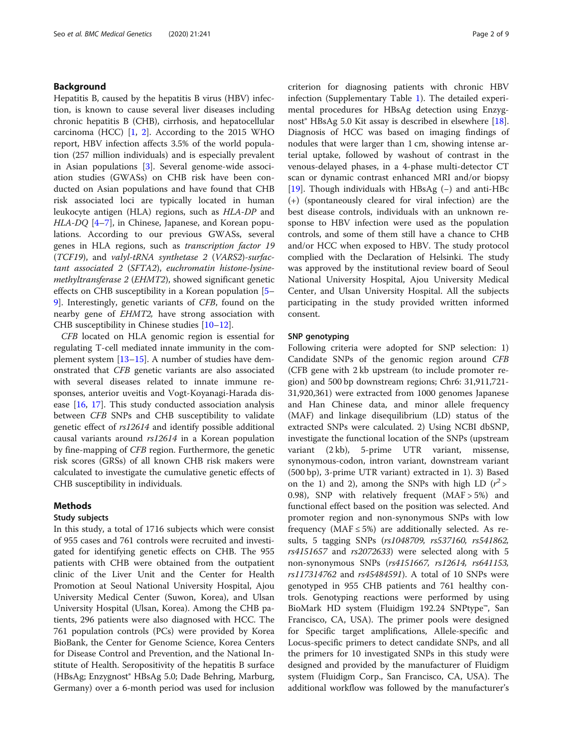## Background

Hepatitis B, caused by the hepatitis B virus (HBV) infection, is known to cause several liver diseases including chronic hepatitis B (CHB), cirrhosis, and hepatocellular carcinoma (HCC) [1, 2]. According to the 2015 WHO report, HBV infection affects 3.5% of the world population (257 million individuals) and is especially prevalent in Asian populations [3]. Several genome-wide association studies (GWASs) on CHB risk have been conducted on Asian populations and have found that CHB risk associated loci are typically located in human leukocyte antigen (HLA) regions, such as *HLA-DP* and *HLA-DQ* [4–7], in Chinese, Japanese, and Korean populations. According to our previous GWASs, several genes in HLA regions, such as *transcription factor 19* (*TCF19*), and *valyl-tRNA synthetase 2* (*VARS2*)-*surfactant associated 2* (*SFTA2*), *euchromatin histone-lysine-methyltransferase 2* (*EHMT2*), showed significant genetic effects on CHB susceptibility in a Korean population [5–9]. Interestingly, genetic variants of *CFB*, found on the nearby gene of *EHMT2,* have strong association with CHB susceptibility in Chinese studies [10–12].

*CFB* located on HLA genomic region is essential for regulating T-cell mediated innate immunity in the complement system [13–15]. A number of studies have demonstrated that *CFB* genetic variants are also associated with several diseases related to innate immune responses, anterior uveitis and Vogt-Koyanagi-Harada disease [16, 17]. This study conducted association analysis between *CFB* SNPs and CHB susceptibility to validate genetic effect of *rs12614* and identify possible additional causal variants around *rs12614* in a Korean population by fine-mapping of *CFB* region. Furthermore, the genetic risk scores (GRSs) of all known CHB risk makers were calculated to investigate the cumulative genetic effects of CHB susceptibility in individuals.

## Methods

### Study subjects

In this study, a total of 1716 subjects which were consist of 955 cases and 761 controls were recruited and investigated for identifying genetic effects on CHB. The 955 patients with CHB were obtained from the outpatient clinic of the Liver Unit and the Center for Health Promotion at Seoul National University Hospital, Ajou University Medical Center (Suwon, Korea), and Ulsan University Hospital (Ulsan, Korea). Among the CHB patients, 296 patients were also diagnosed with HCC. The 761 population controls (PCs) were provided by Korea BioBank, the Center for Genome Science, Korea Centers for Disease Control and Prevention, and the National Institute of Health. Seropositivity of the hepatitis B surface (HBsAg; Enzygnost® HBsAg 5.0; Dade Behring, Marburg, Germany) over a 6-month period was used for inclusion criterion for diagnosing patients with chronic HBV infection (Supplementary Table 1). The detailed experimental procedures for HBsAg detection using Enzygnost® HBsAg 5.0 Kit assay is described in elsewhere [18]. Diagnosis of HCC was based on imaging findings of nodules that were larger than 1 cm, showing intense arterial uptake, followed by washout of contrast in the venous-delayed phases, in a 4-phase multi-detector CT scan or dynamic contrast enhanced MRI and/or biopsy [19]. Though individuals with HBsAg (−) and anti-HBc (+) (spontaneously cleared for viral infection) are the best disease controls, individuals with an unknown response to HBV infection were used as the population controls, and some of them still have a chance to CHB and/or HCC when exposed to HBV. The study protocol complied with the Declaration of Helsinki. The study was approved by the institutional review board of Seoul National University Hospital, Ajou University Medical Center, and Ulsan University Hospital. All the subjects participating in the study provided written informed consent.

### SNP genotyping

Following criteria were adopted for SNP selection: 1) Candidate SNPs of the genomic region around *CFB* (CFB gene with 2 kb upstream (to include promoter region) and 500 bp downstream regions; Chr6: 31,911,721-31,920,361) were extracted from 1000 genomes Japanese and Han Chinese data, and minor allele frequency (MAF) and linkage disequilibrium (LD) status of the extracted SNPs were calculated. 2) Using NCBI dbSNP, investigate the functional location of the SNPs (upstream variant (2 kb), 5-prime UTR variant, missense, synonymous-codon, intron variant, downstream variant (500 bp), 3-prime UTR variant) extracted in 1). 3) Based on the 1) and 2), among the SNPs with high LD ($r^2 > 0.98$), SNP with relatively frequent (MAF > 5%) and functional effect based on the position was selected. And promoter region and non-synonymous SNPs with low frequency (MAF ≤ 5%) are additionally selected. As results, 5 tagging SNPs (*rs1048709, rs537160, rs541862, rs4151657* and *rs2072633*) were selected along with 5 non-synonymous SNPs (*rs4151667, rs12614, rs641153, rs117314762* and *rs45484591*). A total of 10 SNPs were genotyped in 955 CHB patients and 761 healthy controls. Genotyping reactions were performed by using BioMark HD system (Fluidigm 192.24 SNPtype™, San Francisco, CA, USA). The primer pools were designed for Specific target amplifications, Allele-specific and Locus-specific primers to detect candidate SNPs, and all the primers for 10 investigated SNPs in this study were designed and provided by the manufacturer of Fluidigm system (Fluidigm Corp., San Francisco, CA, USA). The additional workflow was followed by the manufacturer's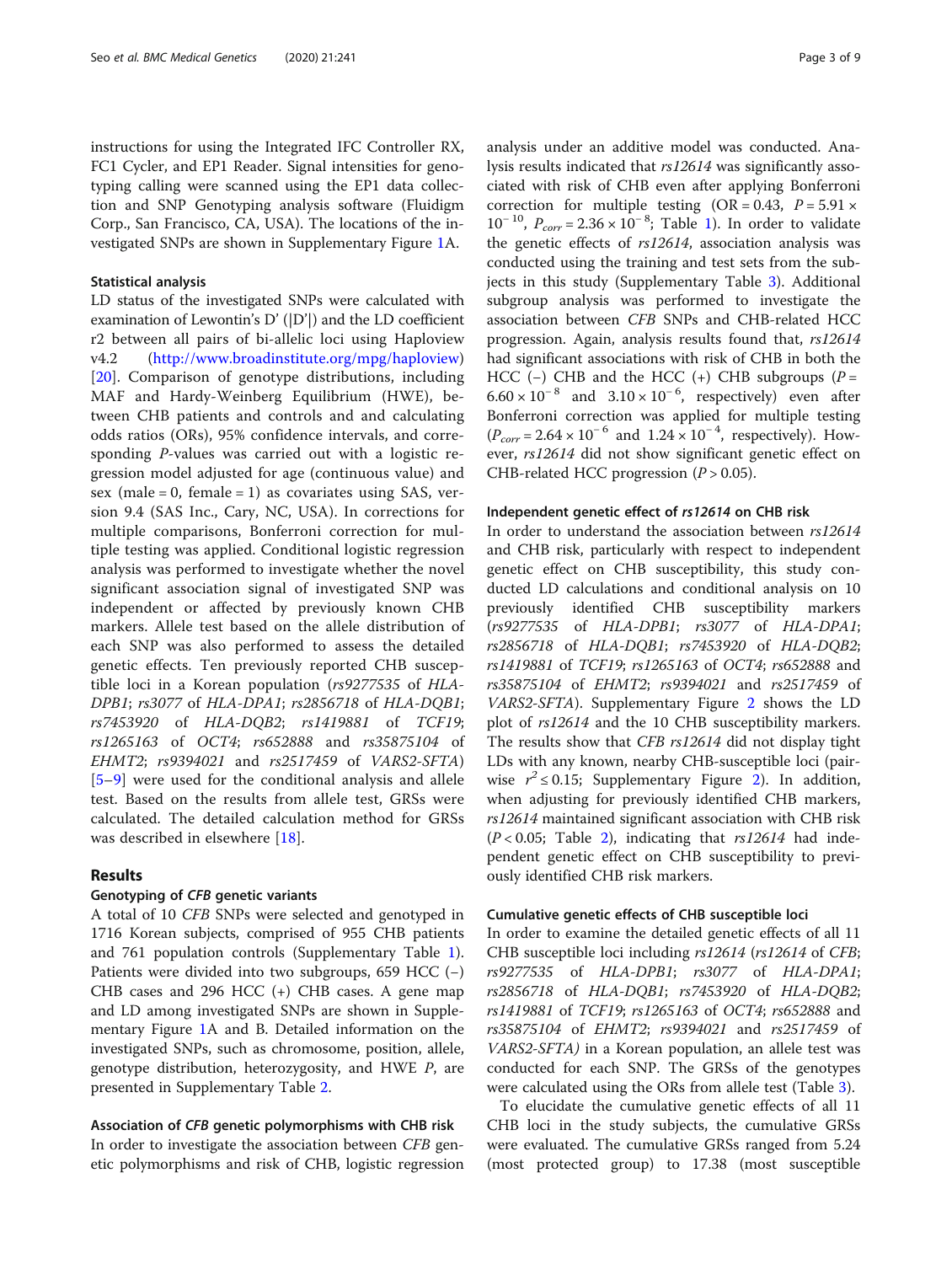instructions for using the Integrated IFC Controller RX, FC1 Cycler, and EP1 Reader. Signal intensities for genotyping calling were scanned using the EP1 data collection and SNP Genotyping analysis software (Fluidigm Corp., San Francisco, CA, USA). The locations of the investigated SNPs are shown in Supplementary Figure 1A.

### Statistical analysis

LD status of the investigated SNPs were calculated with examination of Lewontin's D' (|D'|) and the LD coefficient r2 between all pairs of bi-allelic loci using Haploview v4.2 (http://www.broadinstitute.org/mpg/haploview) [20]. Comparison of genotype distributions, including MAF and Hardy-Weinberg Equilibrium (HWE), between CHB patients and controls and and calculating odds ratios (ORs), 95% confidence intervals, and corresponding *P*-values was carried out with a logistic regression model adjusted for age (continuous value) and sex (male = 0, female = 1) as covariates using SAS, version 9.4 (SAS Inc., Cary, NC, USA). In corrections for multiple comparisons, Bonferroni correction for multiple testing was applied. Conditional logistic regression analysis was performed to investigate whether the novel significant association signal of investigated SNP was independent or affected by previously known CHB markers. Allele test based on the allele distribution of each SNP was also performed to assess the detailed genetic effects. Ten previously reported CHB susceptible loci in a Korean population (*rs9277535* of *HLA-DPB1*; *rs3077* of *HLA-DPA1*; *rs2856718* of *HLA-DQB1*; *rs7453920* of *HLA-DQB2*; *rs1419881* of *TCF19*; *rs1265163* of *OCT4*; *rs652888* and *rs35875104* of *EHMT2*; *rs9394021* and *rs2517459* of *VARS2-SFTA*) [5–9] were used for the conditional analysis and allele test. Based on the results from allele test, GRSs were calculated. The detailed calculation method for GRSs was described in elsewhere [18].

## Results

### Genotyping of *CFB* genetic variants

A total of 10 *CFB* SNPs were selected and genotyped in 1716 Korean subjects, comprised of 955 CHB patients and 761 population controls (Supplementary Table 1). Patients were divided into two subgroups, 659 HCC (−) CHB cases and 296 HCC (+) CHB cases. A gene map and LD among investigated SNPs are shown in Supplementary Figure 1A and B. Detailed information on the investigated SNPs, such as chromosome, position, allele, genotype distribution, heterozygosity, and HWE *P*, are presented in Supplementary Table 2.

### Association of *CFB* genetic polymorphisms with CHB risk

In order to investigate the association between *CFB* genetic polymorphisms and risk of CHB, logistic regression analysis under an additive model was conducted. Analysis results indicated that *rs12614* was significantly associated with risk of CHB even after applying Bonferroni correction for multiple testing (OR = 0.43, $P = 5.91 \times 10^{-10}$, $P_{corr} = 2.36 \times 10^{-8}$; Table 1). In order to validate the genetic effects of *rs12614*, association analysis was conducted using the training and test sets from the subjects in this study (Supplementary Table 3). Additional subgroup analysis was performed to investigate the association between *CFB* SNPs and CHB-related HCC progression. Again, analysis results found that, *rs12614* had significant associations with risk of CHB in both the HCC (−) CHB and the HCC (+) CHB subgroups ($P = 6.60 \times 10^{-8}$ and $3.10 \times 10^{-6}$, respectively) even after Bonferroni correction was applied for multiple testing ($P_{corr} = 2.64 \times 10^{-6}$ and $1.24 \times 10^{-4}$, respectively). However, *rs12614* did not show significant genetic effect on CHB-related HCC progression ($P > 0.05$).

### Independent genetic effect of *rs12614* on CHB risk

In order to understand the association between *rs12614* and CHB risk, particularly with respect to independent genetic effect on CHB susceptibility, this study conducted LD calculations and conditional analysis on 10 previously identified CHB susceptibility markers (*rs9277535* of *HLA-DPB1*; *rs3077* of *HLA-DPA1*; *rs2856718* of *HLA-DQB1*; *rs7453920* of *HLA-DQB2*; *rs1419881* of *TCF19*; *rs1265163* of *OCT4*; *rs652888* and *rs35875104* of *EHMT2*; *rs9394021* and *rs2517459* of *VARS2-SFTA*). Supplementary Figure 2 shows the LD plot of *rs12614* and the 10 CHB susceptibility markers. The results show that *CFB rs12614* did not display tight LDs with any known, nearby CHB-susceptible loci (pairwise $r^2 \leq 0.15$; Supplementary Figure 2). In addition, when adjusting for previously identified CHB markers, *rs12614* maintained significant association with CHB risk ($P < 0.05$; Table 2), indicating that *rs12614* had independent genetic effect on CHB susceptibility to previously identified CHB risk markers.

### Cumulative genetic effects of CHB susceptible loci

In order to examine the detailed genetic effects of all 11 CHB susceptible loci including *rs12614* (*rs12614* of *CFB*; *rs9277535* of *HLA-DPB1*; *rs3077* of *HLA-DPA1*; *rs2856718* of *HLA-DQB1*; *rs7453920* of *HLA-DQB2*; *rs1419881* of *TCF19*; *rs1265163* of *OCT4*; *rs652888* and *rs35875104* of *EHMT2*; *rs9394021* and *rs2517459* of *VARS2-SFTA)* in a Korean population, an allele test was conducted for each SNP. The GRSs of the genotypes were calculated using the ORs from allele test (Table 3).

To elucidate the cumulative genetic effects of all 11 CHB loci in the study subjects, the cumulative GRSs were evaluated. The cumulative GRSs ranged from 5.24 (most protected group) to 17.38 (most susceptible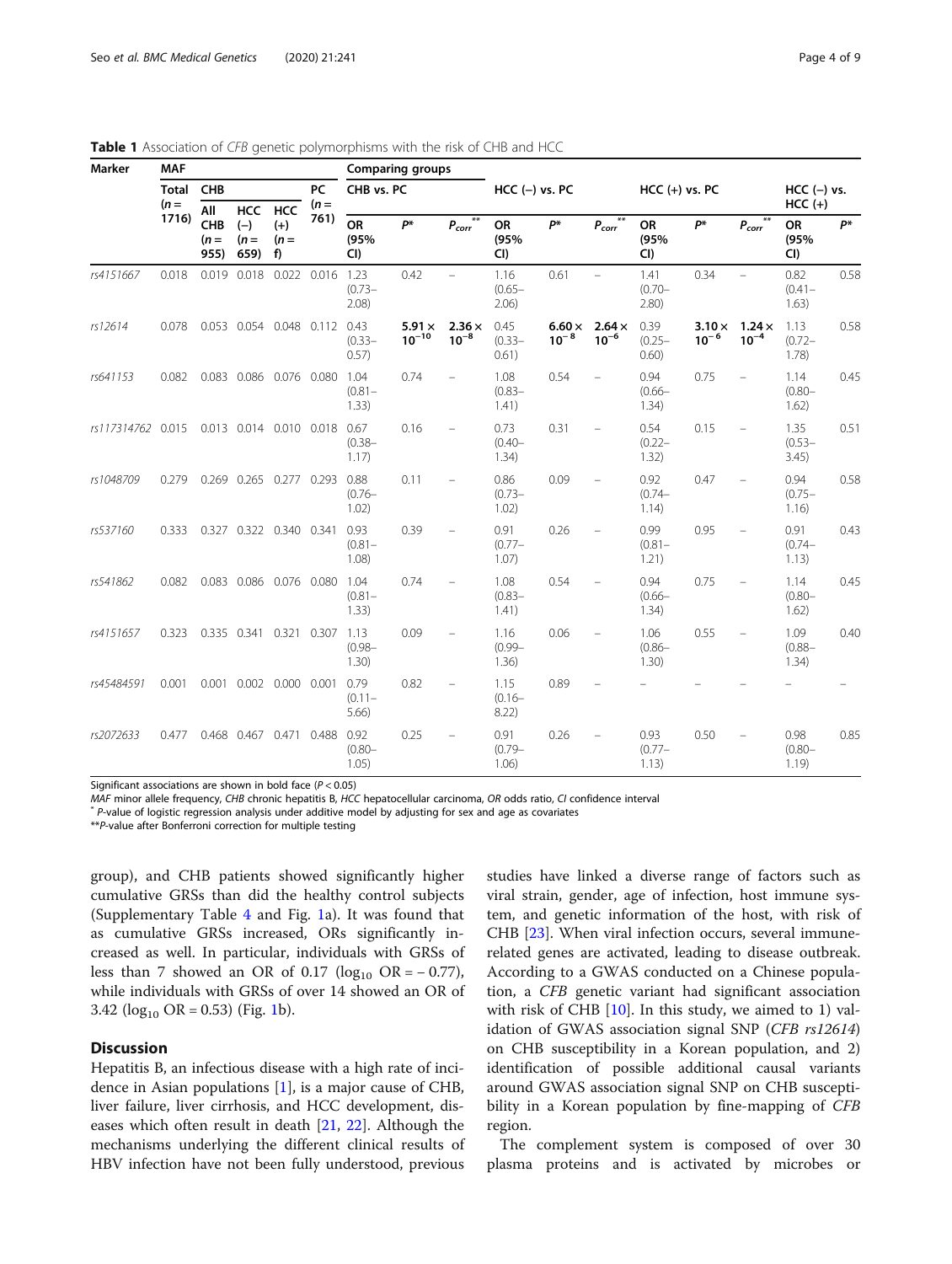**Table 1** Association of *CFB* genetic polymorphisms with the risk of CHB and HCC

| Marker | MAF | | | | | Comparing groups | | | | | | | | | | | |
|---|---|---|---|---|---|---|---|---|---|---|---|---|---|---|---|---|---|
| | Total (n = 1716) | CHB | | | PC (n = 761) | CHB vs. PC | | | HCC (−) vs. PC | | | HCC (+) vs. PC | | | HCC (−) vs. HCC (+) | |
| | | All CHB (n = 955) | HCC (−) (n = 659) | HCC (+) (n = f) | | OR (95% CI) | $P$* | $P_{corr}$** | OR (95% CI) | $P$* | $P_{corr}$** | OR (95% CI) | $P$* | $P_{corr}$** | OR (95% CI) | $P$* |
| *rs4151667* | 0.018 | 0.019 | 0.018 | 0.022 | 0.016 | 1.23 (0.73–2.08) | 0.42 | – | 1.16 (0.65–2.06) | 0.61 | – | 1.41 (0.70–2.80) | 0.34 | – | 0.82 (0.41–1.63) | 0.58 |
| *rs12614* | 0.078 | 0.053 | 0.054 | 0.048 | 0.112 | 0.43 (0.33–0.57) | **$5.91 \times 10^{-10}$** | **$2.36 \times 10^{-8}$** | 0.45 (0.33–0.61) | **$6.60 \times 10^{-8}$** | **$2.64 \times 10^{-6}$** | 0.39 (0.25–0.60) | **$3.10 \times 10^{-6}$** | **$1.24 \times 10^{-4}$** | 1.13 (0.72–1.78) | 0.58 |
| *rs641153* | 0.082 | 0.083 | 0.086 | 0.076 | 0.080 | 1.04 (0.81–1.33) | 0.74 | – | 1.08 (0.83–1.41) | 0.54 | – | 0.94 (0.66–1.34) | 0.75 | – | 1.14 (0.80–1.62) | 0.45 |
| *rs117314762* | 0.015 | 0.013 | 0.014 | 0.010 | 0.018 | 0.67 (0.38–1.17) | 0.16 | – | 0.73 (0.40–1.34) | 0.31 | – | 0.54 (0.22–1.32) | 0.15 | – | 1.35 (0.53–3.45) | 0.51 |
| *rs1048709* | 0.279 | 0.269 | 0.265 | 0.277 | 0.293 | 0.88 (0.76–1.02) | 0.11 | – | 0.86 (0.73–1.02) | 0.09 | – | 0.92 (0.74–1.14) | 0.47 | – | 0.94 (0.75–1.16) | 0.58 |
| *rs537160* | 0.333 | 0.327 | 0.322 | 0.340 | 0.341 | 0.93 (0.81–1.08) | 0.39 | – | 0.91 (0.77–1.07) | 0.26 | – | 0.99 (0.81–1.21) | 0.95 | – | 0.91 (0.74–1.13) | 0.43 |
| *rs541862* | 0.082 | 0.083 | 0.086 | 0.076 | 0.080 | 1.04 (0.81–1.33) | 0.74 | – | 1.08 (0.83–1.41) | 0.54 | – | 0.94 (0.66–1.34) | 0.75 | – | 1.14 (0.80–1.62) | 0.45 |
| *rs4151657* | 0.323 | 0.335 | 0.341 | 0.321 | 0.307 | 1.13 (0.98–1.30) | 0.09 | – | 1.16 (0.99–1.36) | 0.06 | – | 1.06 (0.86–1.30) | 0.55 | – | 1.09 (0.88–1.34) | 0.40 |
| *rs45484591* | 0.001 | 0.001 | 0.002 | 0.000 | 0.001 | 0.79 (0.11–5.66) | 0.82 | – | 1.15 (0.16–8.22) | 0.89 | – | – | – | – | – | – |
| *rs2072633* | 0.477 | 0.468 | 0.467 | 0.471 | 0.488 | 0.92 (0.80–1.05) | 0.25 | – | 0.91 (0.79–1.06) | 0.26 | – | 0.93 (0.77–1.13) | 0.50 | – | 0.98 (0.80–1.19) | 0.85 |

Significant associations are shown in bold face ($P < 0.05$)

*MAF* minor allele frequency, *CHB* chronic hepatitis B, *HCC* hepatocellular carcinoma, *OR* odds ratio, *CI* confidence interval

\* *P*-value of logistic regression analysis under additive model by adjusting for sex and age as covariates

**P-value after Bonferroni correction for multiple testing

group), and CHB patients showed significantly higher cumulative GRSs than did the healthy control subjects (Supplementary Table 4 and Fig. 1a). It was found that as cumulative GRSs increased, ORs significantly increased as well. In particular, individuals with GRSs of less than 7 showed an OR of 0.17 ($\log_{10}$ OR = − 0.77), while individuals with GRSs of over 14 showed an OR of 3.42 ($\log_{10}$ OR = 0.53) (Fig. 1b).

## Discussion

Hepatitis B, an infectious disease with a high rate of incidence in Asian populations [1], is a major cause of CHB, liver failure, liver cirrhosis, and HCC development, diseases which often result in death [21, 22]. Although the mechanisms underlying the different clinical results of HBV infection have not been fully understood, previous studies have linked a diverse range of factors such as viral strain, gender, age of infection, host immune system, and genetic information of the host, with risk of CHB [23]. When viral infection occurs, several immune-related genes are activated, leading to disease outbreak. According to a GWAS conducted on a Chinese population, a *CFB* genetic variant had significant association with risk of CHB [10]. In this study, we aimed to 1) validation of GWAS association signal SNP (*CFB rs12614*) on CHB susceptibility in a Korean population, and 2) identification of possible additional causal variants around GWAS association signal SNP on CHB susceptibility in a Korean population by fine-mapping of *CFB* region.

The complement system is composed of over 30 plasma proteins and is activated by microbes or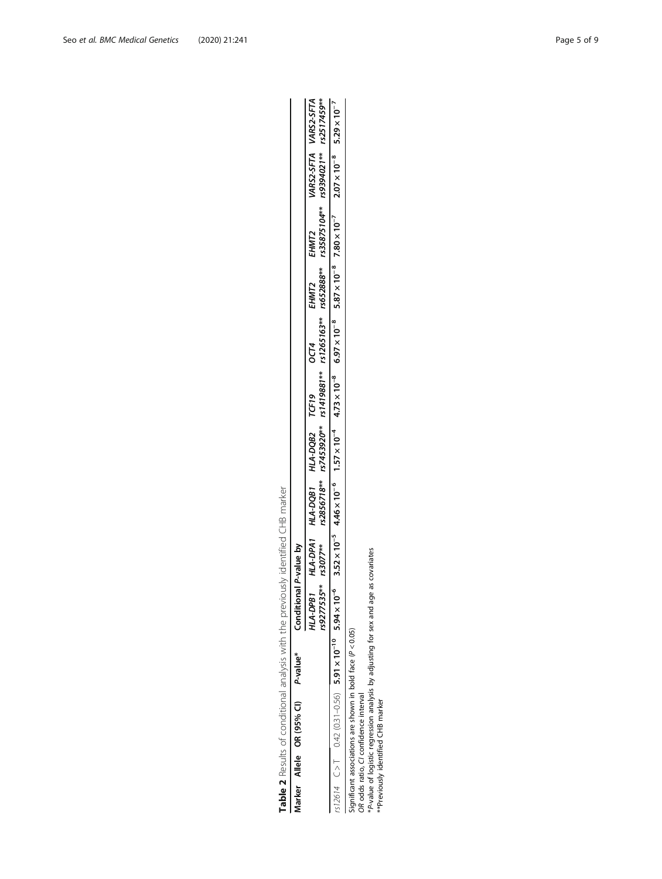**Table 2** Results of conditional analysis with the previously identified CHB marker

| Marker | Allele | OR (95% CI) | *P*-value* | Conditional *P*-value by | | | | | | | | | |
|---|---|---|---|---|---|---|---|---|---|---|---|---|---|
| | | | | *HLA-DPB1* | *HLA-DPA1* | *HLA-DQB1* | *HLA-DQB2* | *TCF19* | *OCT4* | *EHMT2* | *EHMT2* | *VARS2-SFTA* | *VARS2-SFTA* |
| | | | | *rs9277535*** | *rs3077*** | *rs2856718*** | *rs7453920*** | *rs1419881*** | *rs1265163*** | *rs652888*** | *rs35875104*** | *rs9394021*** | *rs2517459*** |
| rs12614 | C > T | 0.42 (0.31–0.56) | **$5.91 \times 10^{-10}$** | **$5.94 \times 10^{-6}$** | **$3.52 \times 10^{-5}$** | **$4.46 \times 10^{-6}$** | **$1.57 \times 10^{-4}$** | **$4.73 \times 10^{-8}$** | **$6.97 \times 10^{-8}$** | **$5.87 \times 10^{-8}$** | **$7.80 \times 10^{-7}$** | **$2.07 \times 10^{-8}$** | **$5.29 \times 10^{-7}$** |

Significant associations are shown in bold face ($P < 0.05$)

*OR* odds ratio, *CI* confidence interval

**P*-value of logistic regression analysis by adjusting for sex and age as covariates

**Previously identified CHB marker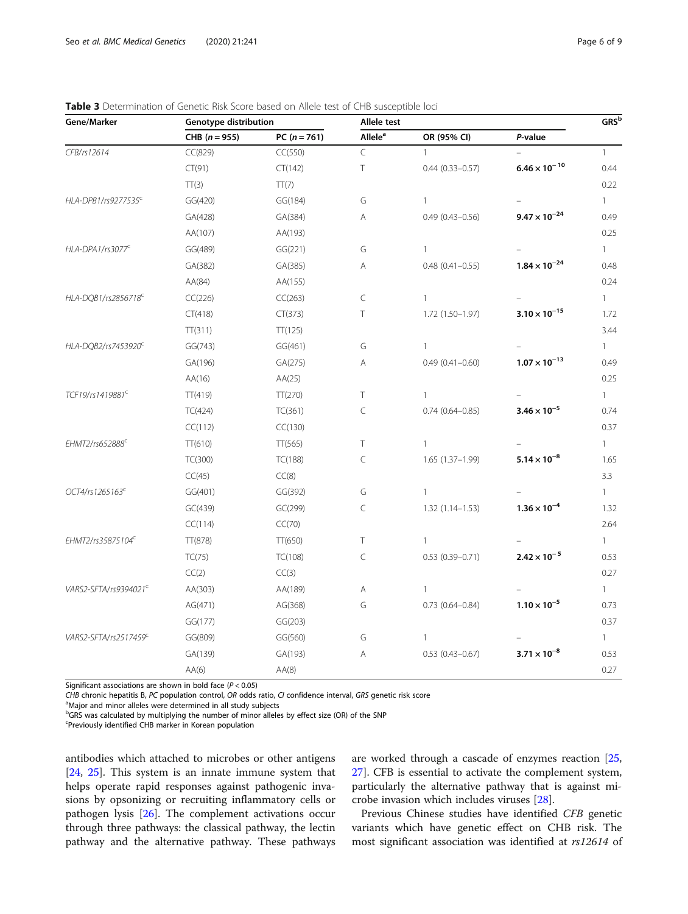**Table 3** Determination of Genetic Risk Score based on Allele test of CHB susceptible loci

| Gene/Marker | Genotype distribution | | Allele test | | | GRS[b] |
|---|---|---|---|---|---|---|
| | CHB ($n = 955$) | PC ($n = 761$) | Allele[a] | OR (95% CI) | *P*-value | |
| *CFB/rs12614* | CC(829) | CC(550) | C | 1 | – | 1 |
| | CT(91) | CT(142) | T | 0.44 (0.33–0.57) | **$6.46 \times 10^{-10}$** | 0.44 |
| | TT(3) | TT(7) | | | | 0.22 |
| *HLA-DPB1/rs9277535*[c] | GG(420) | GG(184) | G | 1 | – | 1 |
| | GA(428) | GA(384) | A | 0.49 (0.43–0.56) | **$9.47 \times 10^{-24}$** | 0.49 |
| | AA(107) | AA(193) | | | | 0.25 |
| *HLA-DPA1/rs3077*[c] | GG(489) | GG(221) | G | 1 | – | 1 |
| | GA(382) | GA(385) | A | 0.48 (0.41–0.55) | **$1.84 \times 10^{-24}$** | 0.48 |
| | AA(84) | AA(155) | | | | 0.24 |
| *HLA-DQB1/rs2856718*[c] | CC(226) | CC(263) | C | 1 | – | 1 |
| | CT(418) | CT(373) | T | 1.72 (1.50–1.97) | **$3.10 \times 10^{-15}$** | 1.72 |
| | TT(311) | TT(125) | | | | 3.44 |
| *HLA-DQB2/rs7453920*[c] | GG(743) | GG(461) | G | 1 | – | 1 |
| | GA(196) | GA(275) | A | 0.49 (0.41–0.60) | **$1.07 \times 10^{-13}$** | 0.49 |
| | AA(16) | AA(25) | | | | 0.25 |
| *TCF19/rs1419881*[c] | TT(419) | TT(270) | T | 1 | – | 1 |
| | TC(424) | TC(361) | C | 0.74 (0.64–0.85) | **$3.46 \times 10^{-5}$** | 0.74 |
| | CC(112) | CC(130) | | | | 0.37 |
| *EHMT2/rs652888*[c] | TT(610) | TT(565) | T | 1 | – | 1 |
| | TC(300) | TC(188) | C | 1.65 (1.37–1.99) | **$5.14 \times 10^{-8}$** | 1.65 |
| | CC(45) | CC(8) | | | | 3.3 |
| *OCT4/rs1265163*[c] | GG(401) | GG(392) | G | 1 | – | 1 |
| | GC(439) | GC(299) | C | 1.32 (1.14–1.53) | **$1.36 \times 10^{-4}$** | 1.32 |
| | CC(114) | CC(70) | | | | 2.64 |
| *EHMT2/rs35875104*[c] | TT(878) | TT(650) | T | 1 | – | 1 |
| | TC(75) | TC(108) | C | 0.53 (0.39–0.71) | **$2.42 \times 10^{-5}$** | 0.53 |
| | CC(2) | CC(3) | | | | 0.27 |
| *VARS2-SFTA/rs9394021*[c] | AA(303) | AA(189) | A | 1 | – | 1 |
| | AG(471) | AG(368) | G | 0.73 (0.64–0.84) | **$1.10 \times 10^{-5}$** | 0.73 |
| | GG(177) | GG(203) | | | | 0.37 |
| *VARS2-SFTA/rs2517459*[c] | GG(809) | GG(560) | G | 1 | – | 1 |
| | GA(139) | GA(193) | A | 0.53 (0.43–0.67) | **$3.71 \times 10^{-8}$** | 0.53 |
| | AA(6) | AA(8) | | | | 0.27 |

Significant associations are shown in bold face ($P < 0.05$)
*CHB* chronic hepatitis B, *PC* population control, *OR* odds ratio, *CI* confidence interval, *GRS* genetic risk score
[a]Major and minor alleles were determined in all study subjects
[b]GRS was calculated by multiplying the number of minor alleles by effect size (OR) of the SNP
[c]Previously identified CHB marker in Korean population

antibodies which attached to microbes or other antigens [24, 25]. This system is an innate immune system that helps operate rapid responses against pathogenic invasions by opsonizing or recruiting inflammatory cells or pathogen lysis [26]. The complement activations occur through three pathways: the classical pathway, the lectin pathway and the alternative pathway. These pathways are worked through a cascade of enzymes reaction [25, 27]. CFB is essential to activate the complement system, particularly the alternative pathway that is against microbe invasion which includes viruses [28].

Previous Chinese studies have identified *CFB* genetic variants which have genetic effect on CHB risk. The most significant association was identified at *rs12614* of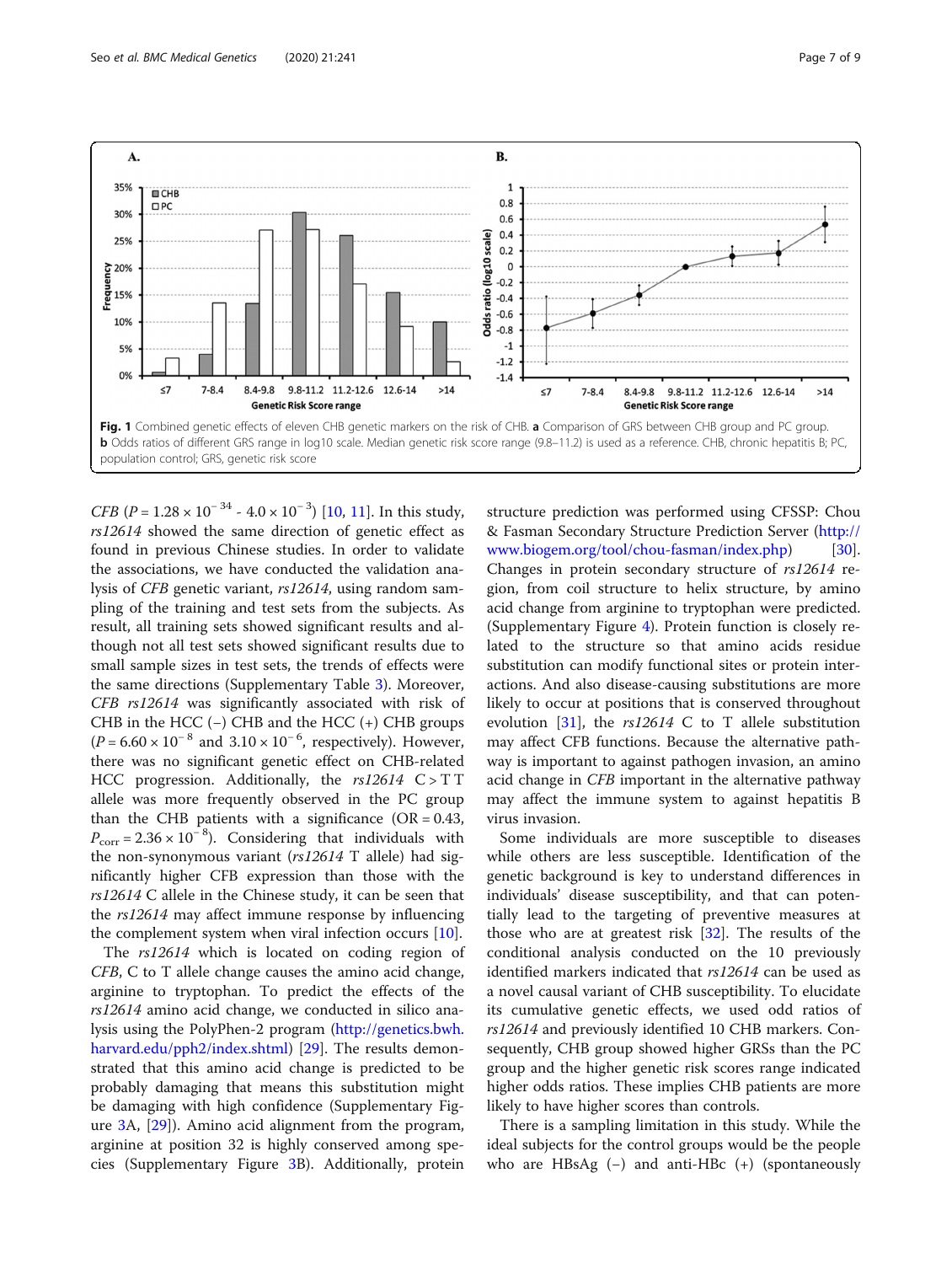Fig. 1 Combined genetic effects of eleven CHB genetic markers on the risk of CHB. **a** Comparison of GRS between CHB group and PC group. **b** Odds ratios of different GRS range in log10 scale. Median genetic risk score range (9.8–11.2) is used as a reference. CHB, chronic hepatitis B; PC, population control; GRS, genetic risk score

*CFB* ($P = 1.28 \times 10^{-34}$ - $4.0 \times 10^{-3}$) [10, 11]. In this study, *rs12614* showed the same direction of genetic effect as found in previous Chinese studies. In order to validate the associations, we have conducted the validation analysis of *CFB* genetic variant, *rs12614*, using random sampling of the training and test sets from the subjects. As result, all training sets showed significant results and although not all test sets showed significant results due to small sample sizes in test sets, the trends of effects were the same directions (Supplementary Table 3). Moreover, *CFB rs12614* was significantly associated with risk of CHB in the HCC (−) CHB and the HCC (+) CHB groups ($P = 6.60 \times 10^{-8}$ and $3.10 \times 10^{-6}$, respectively). However, there was no significant genetic effect on CHB-related HCC progression. Additionally, the *rs12614* C > T T allele was more frequently observed in the PC group than the CHB patients with a significance (OR = 0.43, $P_{corr} = 2.36 \times 10^{-8}$). Considering that individuals with the non-synonymous variant (*rs12614* T allele) had significantly higher CFB expression than those with the *rs12614* C allele in the Chinese study, it can be seen that the *rs12614* may affect immune response by influencing the complement system when viral infection occurs [10].

The *rs12614* which is located on coding region of *CFB*, C to T allele change causes the amino acid change, arginine to tryptophan. To predict the effects of the *rs12614* amino acid change, we conducted in silico analysis using the PolyPhen-2 program (http://genetics.bwh.harvard.edu/pph2/index.shtml) [29]. The results demonstrated that this amino acid change is predicted to be probably damaging that means this substitution might be damaging with high confidence (Supplementary Figure 3A, [29]). Amino acid alignment from the program, arginine at position 32 is highly conserved among species (Supplementary Figure 3B). Additionally, protein structure prediction was performed using CFSSP: Chou & Fasman Secondary Structure Prediction Server (http://www.biogem.org/tool/chou-fasman/index.php) [30]. Changes in protein secondary structure of *rs12614* region, from coil structure to helix structure, by amino acid change from arginine to tryptophan were predicted. (Supplementary Figure 4). Protein function is closely related to the structure so that amino acids residue substitution can modify functional sites or protein interactions. And also disease-causing substitutions are more likely to occur at positions that is conserved throughout evolution [31], the *rs12614* C to T allele substitution may affect CFB functions. Because the alternative pathway is important to against pathogen invasion, an amino acid change in *CFB* important in the alternative pathway may affect the immune system to against hepatitis B virus invasion.

Some individuals are more susceptible to diseases while others are less susceptible. Identification of the genetic background is key to understand differences in individuals' disease susceptibility, and that can potentially lead to the targeting of preventive measures at those who are at greatest risk [32]. The results of the conditional analysis conducted on the 10 previously identified markers indicated that *rs12614* can be used as a novel causal variant of CHB susceptibility. To elucidate its cumulative genetic effects, we used odd ratios of *rs12614* and previously identified 10 CHB markers. Consequently, CHB group showed higher GRSs than the PC group and the higher genetic risk scores range indicated higher odds ratios. These implies CHB patients are more likely to have higher scores than controls.

There is a sampling limitation in this study. While the ideal subjects for the control groups would be the people who are HBsAg (−) and anti-HBc (+) (spontaneously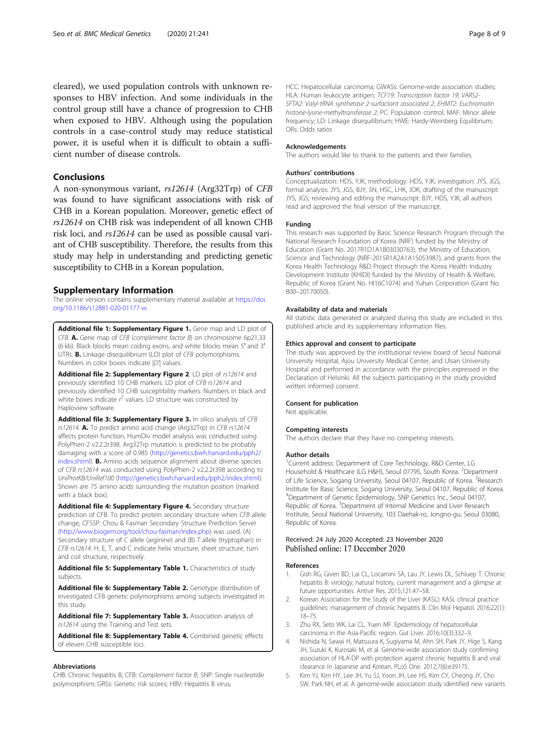cleared), we used population controls with unknown responses to HBV infection. And some individuals in the control group still have a chance of progression to CHB when exposed to HBV. Although using the population controls in a case-control study may reduce statistical power, it is useful when it is difficult to obtain a sufficient number of disease controls.

## Conclusions

A non-synonymous variant, *rs12614* (Arg32Trp) of *CFB* was found to have significant associations with risk of CHB in a Korean population. Moreover, genetic effect of *rs12614* on CHB risk was independent of all known CHB risk loci, and *rs12614* can be used as possible causal variant of CHB susceptibility. Therefore, the results from this study may help in understanding and predicting genetic susceptibility to CHB in a Korean population.

## Supplementary Information

The online version contains supplementary material available at https://doi.org/10.1186/s12881-020-01177-w.

**Additional file 1: Supplementary Figure 1.** Gene map and LD plot of *CFB*. **A.** Gene map of *CFB* (*complement factor B*) on chromosome 6p21.33 (6 kb). Black blocks mean coding exons, and white blocks mean 5′ and 3′ UTRs. **B.** Linkage disequilibrium (LD) plot of *CFB* polymorphisms. Numbers in color boxes indicate |D′| values.

**Additional file 2: Supplementary Figure 2**. LD plot of *rs12614* and previously identified 10 CHB markers. LD plot of *CFB rs12614* and previously identified 10 CHB susceptibility markers. Numbers in black and white boxes indicate $r^2$ values. LD structure was constructed by Haploview software.

**Additional file 3: Supplementary Figure 3.** In silico analysis of *CFB rs12614*. **A.** To predict amino acid change (Arg32Trp) in *CFB rs12614* affects protein function, HumDiv model analysis was conducted using PolyPhen-2 v2.2.2r398. Arg32Trp mutation is predicted to be probably damaging with a score of 0.985 (http://genetics.bwh.harvard.edu/pph2/index.shtml). **B.** Amino acids sequence alignment about diverse species of *CFB rs12614* was conducted using PolyPhen-2 v2.2.2r398 according to *UniProtKB/UniRef100* (http://genetics.bwh.harvard.edu/pph2/index.shtml). Shown are 75 amino acids surrounding the mutation position (marked with a black box).

**Additional file 4: Supplementary Figure 4.** Secondary structure prediction of CFB. To predict protein secondary structure when *CFB* allele change, CFSSP: Chou & Fasman Secondary Structure Prediction Server (http://www.biogem.org/tool/chou-fasman/index.php) was used. (A) Secondary structure of *C* allele (arginine) and (B) *T* allele (tryptophan) in *CFB rs12614*. H, E, T, and C indicate helix structure, sheet structure, turn and coil structure, respectively.

**Additional file 5: Supplementary Table 1.** Characteristics of study subjects.

**Additional file 6: Supplementary Table 2.** Genotype distribution of investigated CFB genetic polymorphisms among subjects investigated in this study.

**Additional file 7: Supplementary Table 3.** Association analysis of *rs12614* using the Training and Test sets.

**Additional file 8: Supplementary Table 4.** Combined genetic effects of eleven CHB susceptible loci.

### Abbreviations

CHB: Chronic hepatitis B; CFB: *Complement factor B*; SNP: Single nucleotide polymorphism; GRSs: Genetic risk scores; HBV: Hepatitis B virus; HCC: Hepatocellular carcinoma; GWASs: Genome-wide association studies; HLA: Human leukocyte antigen; *TCF19*: *Transcription factor 19*; *VARS2-SFTA2*: *Valyl-tRNA synthetase 2-surfactant associated 2*; *EHMT2*: *Euchromatin histone-lysine-methyltransferase 2*; PC: Population control; MAF: Minor allele frequency; LD: Linkage disequilibrium; HWE: Hardy-Weinberg Equilibrium; ORs: Odds ratios

### Acknowledgements

The authors would like to thank to the patients and their families.

### Authors' contributions

Conceptualization: HDS, YJK; methodology: HDS, YJK; investigation: JYS, JGS; formal analysis: JYS, JGS, BJY, SN, HSC, LHK, JOK; drafting of the manuscript: JYS, JGS; reviewing and editing the manuscript: BJY, HDS, YJK; all authors read and approved the final version of the manuscript.

### Funding

This research was supported by Basic Science Research Program through the National Research Foundation of Korea (NRF) funded by the Ministry of Education (Grant No. 2017R1D1A1B03030763), the Ministry of Education, Science and Technology (NRF-2015R1A2A1A15053987), and grants from the Korea Health Technology R&D Project through the Korea Health Industry Development Institute (KHIDI) funded by the Ministry of Health & Welfare, Republic of Korea (Grant No. HI16C1074) and Yuhan Corporation (Grant No. 800–20170050).

### Availability of data and materials

All statistic data generated or analyzed during this study are included in this published article and its supplementary information files.

### Ethics approval and consent to participate

The study was approved by the institutional review board of Seoul National University Hospital, Ajou University Medical Center, and Ulsan University Hospital and performed in accordance with the principles expressed in the Declaration of Helsinki. All the subjects participating in the study provided written informed consent.

### Consent for publication

Not applicable.

### Competing interests

The authors declare that they have no competing interests.

### Author details

[1]Current address: Department of Core Technology, R&D Center, LG Household & Healthcare (LG H&H), Seoul 07795, South Korea. [2]Department of Life Science, Sogang University, Seoul 04107, Republic of Korea. [3]Research Institute for Basic Science, Sogang University, Seoul 04107, Republic of Korea. [4]Department of Genetic Epidemiology, SNP Genetics Inc., Seoul 04107, Republic of Korea. [5]Department of Internal Medicine and Liver Research Institute, Seoul National University, 103 Daehak-ro, Jongno-gu, Seoul 03080, Republic of Korea.

Received: 24 July 2020 Accepted: 23 November 2020
Published online: 17 December 2020

### References

1. Gish RG, Given BD, Lai CL, Locarnini SA, Lau JY, Lewis DL, Schluep T. Chronic hepatitis B: virology, natural history, current management and a glimpse at future opportunities. Antivir Res. 2015;121:47–58.
2. Korean Association for the Study of the Liver (KASL). KASL clinical practice guidelines: management of chronic hepatitis B. Clin Mol Hepatol. 2016;22(1):18–75.
3. Zhu RX, Seto WK, Lai CL, Yuen MF. Epidemiology of hepatocellular carcinoma in the Asia-Pacific region. Gut Liver. 2016;10(3):332–9.
4. Nishida N, Sawai H, Matsuura K, Sugiyama M, Ahn SH, Park JY, Hige S, Kang JH, Suzuki K, Kurosaki M, et al. Genome-wide association study confirming association of HLA-DP with protection against chronic hepatitis B and viral clearance in Japanese and Korean. PLoS One. 2012;7(6):e39175.
5. Kim YJ, Kim HY, Lee JH, Yu SJ, Yoon JH, Lee HS, Kim CY, Cheong JY, Cho SW, Park NH, et al. A genome-wide association study identified new variants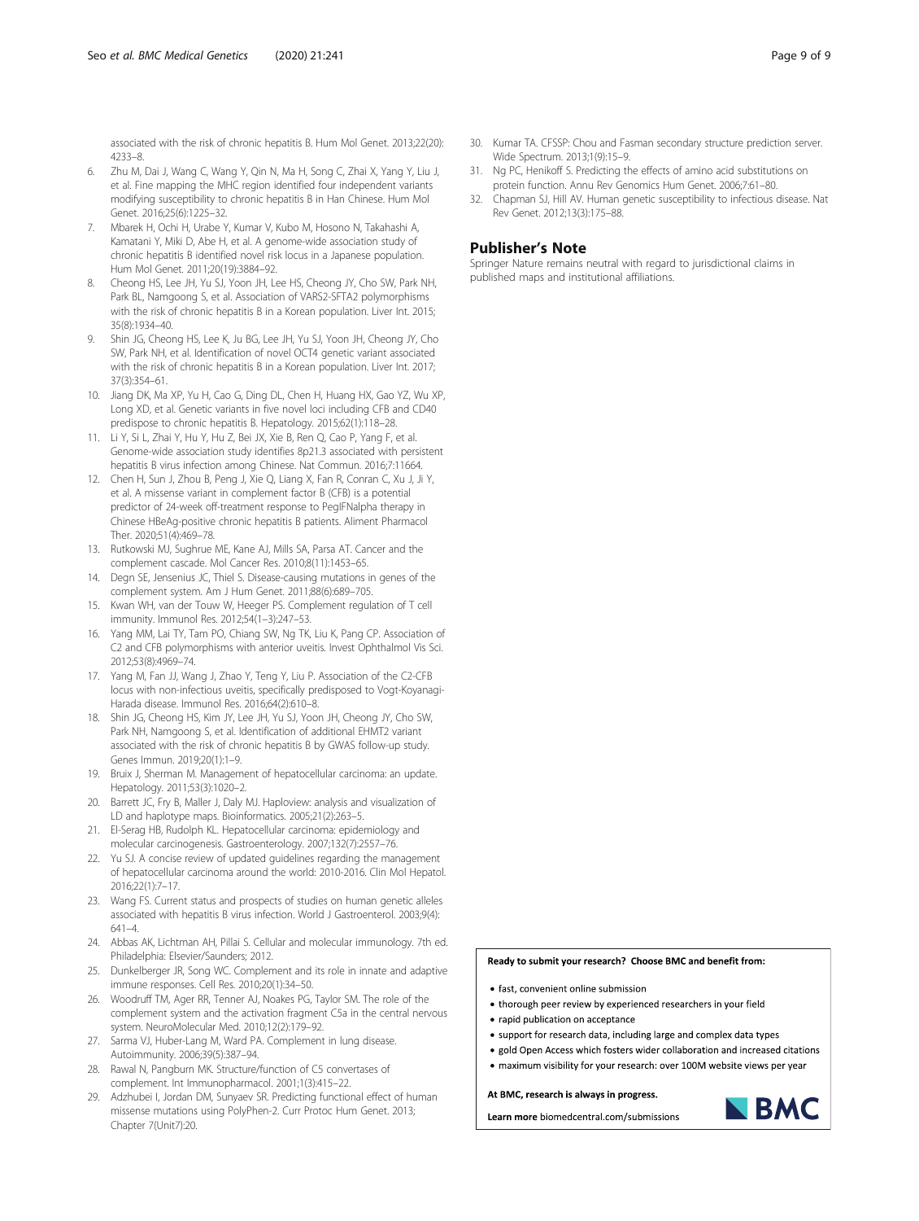associated with the risk of chronic hepatitis B. Hum Mol Genet. 2013;22(20): 4233–8.

6. Zhu M, Dai J, Wang C, Wang Y, Qin N, Ma H, Song C, Zhai X, Yang Y, Liu J, et al. Fine mapping the MHC region identified four independent variants modifying susceptibility to chronic hepatitis B in Han Chinese. Hum Mol Genet. 2016;25(6):1225–32.
7. Mbarek H, Ochi H, Urabe Y, Kumar V, Kubo M, Hosono N, Takahashi A, Kamatani Y, Miki D, Abe H, et al. A genome-wide association study of chronic hepatitis B identified novel risk locus in a Japanese population. Hum Mol Genet. 2011;20(19):3884–92.
8. Cheong HS, Lee JH, Yu SJ, Yoon JH, Lee HS, Cheong JY, Cho SW, Park NH, Park BL, Namgoong S, et al. Association of VARS2-SFTA2 polymorphisms with the risk of chronic hepatitis B in a Korean population. Liver Int. 2015; 35(8):1934–40.
9. Shin JG, Cheong HS, Lee K, Ju BG, Lee JH, Yu SJ, Yoon JH, Cheong JY, Cho SW, Park NH, et al. Identification of novel OCT4 genetic variant associated with the risk of chronic hepatitis B in a Korean population. Liver Int. 2017; 37(3):354–61.
10. Jiang DK, Ma XP, Yu H, Cao G, Ding DL, Chen H, Huang HX, Gao YZ, Wu XP, Long XD, et al. Genetic variants in five novel loci including CFB and CD40 predispose to chronic hepatitis B. Hepatology. 2015;62(1):118–28.
11. Li Y, Si L, Zhai Y, Hu Y, Hu Z, Bei JX, Xie B, Ren Q, Cao P, Yang F, et al. Genome-wide association study identifies 8p21.3 associated with persistent hepatitis B virus infection among Chinese. Nat Commun. 2016;7:11664.
12. Chen H, Sun J, Zhou B, Peng J, Xie Q, Liang X, Fan R, Conran C, Xu J, Ji Y, et al. A missense variant in complement factor B (CFB) is a potential predictor of 24-week off-treatment response to PegIFNalpha therapy in Chinese HBeAg-positive chronic hepatitis B patients. Aliment Pharmacol Ther. 2020;51(4):469–78.
13. Rutkowski MJ, Sughrue ME, Kane AJ, Mills SA, Parsa AT. Cancer and the complement cascade. Mol Cancer Res. 2010;8(11):1453–65.
14. Degn SE, Jensenius JC, Thiel S. Disease-causing mutations in genes of the complement system. Am J Hum Genet. 2011;88(6):689–705.
15. Kwan WH, van der Touw W, Heeger PS. Complement regulation of T cell immunity. Immunol Res. 2012;54(1–3):247–53.
16. Yang MM, Lai TY, Tam PO, Chiang SW, Ng TK, Liu K, Pang CP. Association of C2 and CFB polymorphisms with anterior uveitis. Invest Ophthalmol Vis Sci. 2012;53(8):4969–74.
17. Yang M, Fan JJ, Wang J, Zhao Y, Teng Y, Liu P. Association of the C2-CFB locus with non-infectious uveitis, specifically predisposed to Vogt-Koyanagi-Harada disease. Immunol Res. 2016;64(2):610–8.
18. Shin JG, Cheong HS, Kim JY, Lee JH, Yu SJ, Yoon JH, Cheong JY, Cho SW, Park NH, Namgoong S, et al. Identification of additional EHMT2 variant associated with the risk of chronic hepatitis B by GWAS follow-up study. Genes Immun. 2019;20(1):1–9.
19. Bruix J, Sherman M. Management of hepatocellular carcinoma: an update. Hepatology. 2011;53(3):1020–2.
20. Barrett JC, Fry B, Maller J, Daly MJ. Haploview: analysis and visualization of LD and haplotype maps. Bioinformatics. 2005;21(2):263–5.
21. El-Serag HB, Rudolph KL. Hepatocellular carcinoma: epidemiology and molecular carcinogenesis. Gastroenterology. 2007;132(7):2557–76.
22. Yu SJ. A concise review of updated guidelines regarding the management of hepatocellular carcinoma around the world: 2010-2016. Clin Mol Hepatol. 2016;22(1):7–17.
23. Wang FS. Current status and prospects of studies on human genetic alleles associated with hepatitis B virus infection. World J Gastroenterol. 2003;9(4): 641–4.
24. Abbas AK, Lichtman AH, Pillai S. Cellular and molecular immunology. 7th ed. Philadelphia: Elsevier/Saunders; 2012.
25. Dunkelberger JR, Song WC. Complement and its role in innate and adaptive immune responses. Cell Res. 2010;20(1):34–50.
26. Woodruff TM, Ager RR, Tenner AJ, Noakes PG, Taylor SM. The role of the complement system and the activation fragment C5a in the central nervous system. NeuroMolecular Med. 2010;12(2):179–92.
27. Sarma VJ, Huber-Lang M, Ward PA. Complement in lung disease. Autoimmunity. 2006;39(5):387–94.
28. Rawal N, Pangburn MK. Structure/function of C5 convertases of complement. Int Immunopharmacol. 2001;1(3):415–22.
29. Adzhubei I, Jordan DM, Sunyaev SR. Predicting functional effect of human missense mutations using PolyPhen-2. Curr Protoc Hum Genet. 2013; Chapter 7(Unit7):20.
30. Kumar TA. CFSSP: Chou and Fasman secondary structure prediction server. Wide Spectrum. 2013;1(9):15–9.
31. Ng PC, Henikoff S. Predicting the effects of amino acid substitutions on protein function. Annu Rev Genomics Hum Genet. 2006;7:61–80.
32. Chapman SJ, Hill AV. Human genetic susceptibility to infectious disease. Nat Rev Genet. 2012;13(3):175–88.

## Publisher's Note

Springer Nature remains neutral with regard to jurisdictional claims in published maps and institutional affiliations.